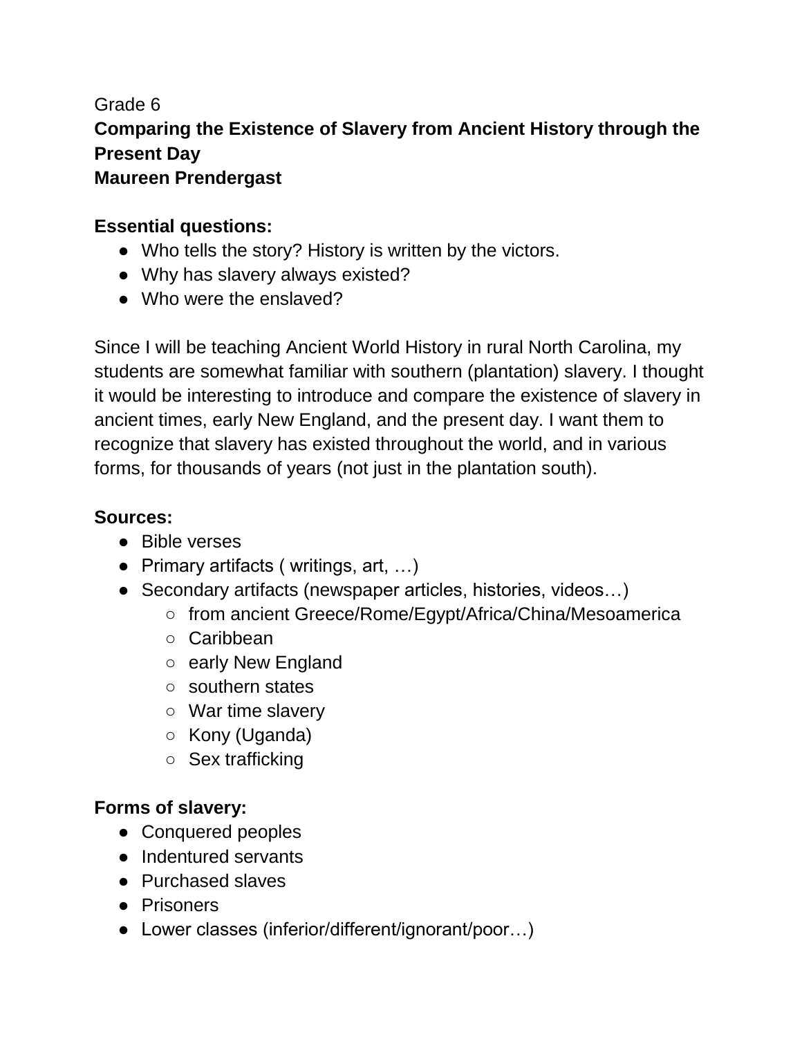Grade 6

**Comparing the Existence of Slavery from Ancient History through the Present Day**

**Maureen Prendergast**

**Essential questions:**

- Who tells the story? History is written by the victors.
- Why has slavery always existed?
- Who were the enslaved?

Since I will be teaching Ancient World History in rural North Carolina, my students are somewhat familiar with southern (plantation) slavery. I thought it would be interesting to introduce and compare the existence of slavery in ancient times, early New England, and the present day. I want them to recognize that slavery has existed throughout the world, and in various forms, for thousands of years (not just in the plantation south).

**Sources:**

- Bible verses
- Primary artifacts ( writings, art, …)
- Secondary artifacts (newspaper articles, histories, videos…)
  - from ancient Greece/Rome/Egypt/Africa/China/Mesoamerica
  - Caribbean
  - early New England
  - southern states
  - War time slavery
  - Kony (Uganda)
  - Sex trafficking

**Forms of slavery:**

- Conquered peoples
- Indentured servants
- Purchased slaves
- Prisoners
- Lower classes (inferior/different/ignorant/poor…)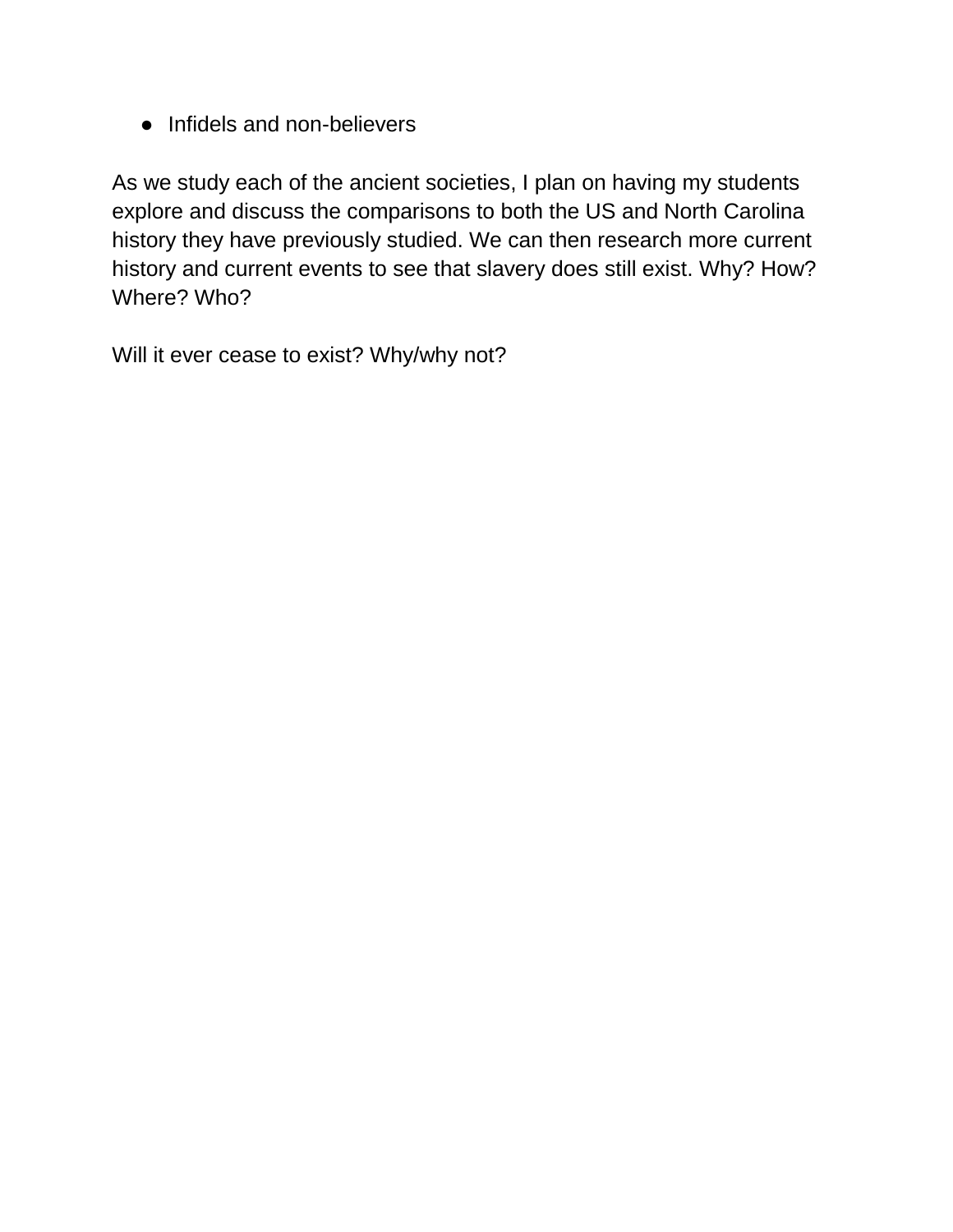- Infidels and non-believers

As we study each of the ancient societies, I plan on having my students explore and discuss the comparisons to both the US and North Carolina history they have previously studied. We can then research more current history and current events to see that slavery does still exist. Why? How? Where? Who?

Will it ever cease to exist? Why/why not?